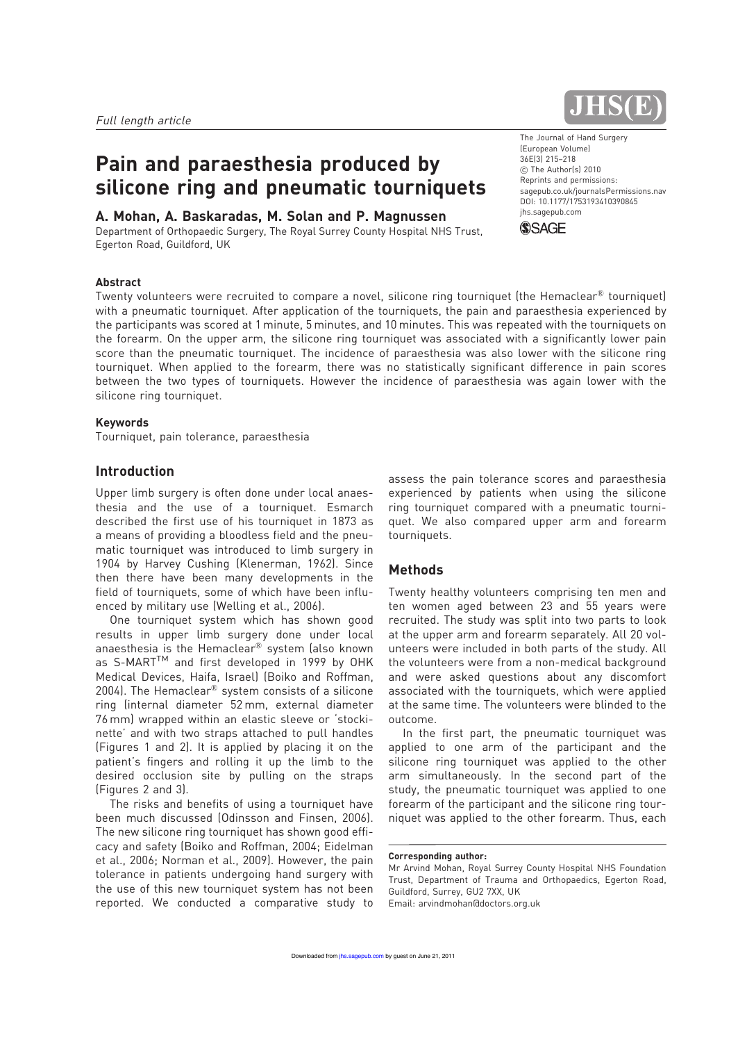*Full length article*

# Pain and paraesthesia produced by silicone ring and pneumatic tourniquets

**A. Mohan, A. Baskaradas, M. Solan and P. Magnussen**

Department of Orthopaedic Surgery, The Royal Surrey County Hospital NHS Trust, Egerton Road, Guildford, UK

The Journal of Hand Surgery (European Volume) 36E(3) 215–218
© The Author(s) 2010
Reprints and permissions: sagepub.co.uk/journalsPermissions.nav
DOI: 10.1177/1753193410390845
jhs.sagepub.com

### Abstract

Twenty volunteers were recruited to compare a novel, silicone ring tourniquet (the Hemaclear® tourniquet) with a pneumatic tourniquet. After application of the tourniquets, the pain and paraesthesia experienced by the participants was scored at 1 minute, 5 minutes, and 10 minutes. This was repeated with the tourniquets on the forearm. On the upper arm, the silicone ring tourniquet was associated with a significantly lower pain score than the pneumatic tourniquet. The incidence of paraesthesia was also lower with the silicone ring tourniquet. When applied to the forearm, there was no statistically significant difference in pain scores between the two types of tourniquets. However the incidence of paraesthesia was again lower with the silicone ring tourniquet.

### Keywords

Tourniquet, pain tolerance, paraesthesia

## Introduction

Upper limb surgery is often done under local anaesthesia and the use of a tourniquet. Esmarch described the first use of his tourniquet in 1873 as a means of providing a bloodless field and the pneumatic tourniquet was introduced to limb surgery in 1904 by Harvey Cushing (Klenerman, 1962). Since then there have been many developments in the field of tourniquets, some of which have been influenced by military use (Welling et al., 2006).

One tourniquet system which has shown good results in upper limb surgery done under local anaesthesia is the Hemaclear® system (also known as S-MART™ and first developed in 1999 by OHK Medical Devices, Haifa, Israel) (Boiko and Roffman, 2004). The Hemaclear® system consists of a silicone ring (internal diameter 52 mm, external diameter 76 mm) wrapped within an elastic sleeve or 'stockinette' and with two straps attached to pull handles (Figures 1 and 2). It is applied by placing it on the patient's fingers and rolling it up the limb to the desired occlusion site by pulling on the straps (Figures 2 and 3).

The risks and benefits of using a tourniquet have been much discussed (Odinsson and Finsen, 2006). The new silicone ring tourniquet has shown good efficacy and safety (Boiko and Roffman, 2004; Eidelman et al., 2006; Norman et al., 2009). However, the pain tolerance in patients undergoing hand surgery with the use of this new tourniquet system has not been reported. We conducted a comparative study to assess the pain tolerance scores and paraesthesia experienced by patients when using the silicone ring tourniquet compared with a pneumatic tourniquet. We also compared upper arm and forearm tourniquets.

## Methods

Twenty healthy volunteers comprising ten men and ten women aged between 23 and 55 years were recruited. The study was split into two parts to look at the upper arm and forearm separately. All 20 volunteers were included in both parts of the study. All the volunteers were from a non-medical background and were asked questions about any discomfort associated with the tourniquets, which were applied at the same time. The volunteers were blinded to the outcome.

In the first part, the pneumatic tourniquet was applied to one arm of the participant and the silicone ring tourniquet was applied to the other arm simultaneously. In the second part of the study, the pneumatic tourniquet was applied to one forearm of the participant and the silicone ring tourniquet was applied to the other forearm. Thus, each

**Corresponding author:**
Mr Arvind Mohan, Royal Surrey County Hospital NHS Foundation Trust, Department of Trauma and Orthopaedics, Egerton Road, Guildford, Surrey, GU2 7XX, UK
Email: arvindmohan@doctors.org.uk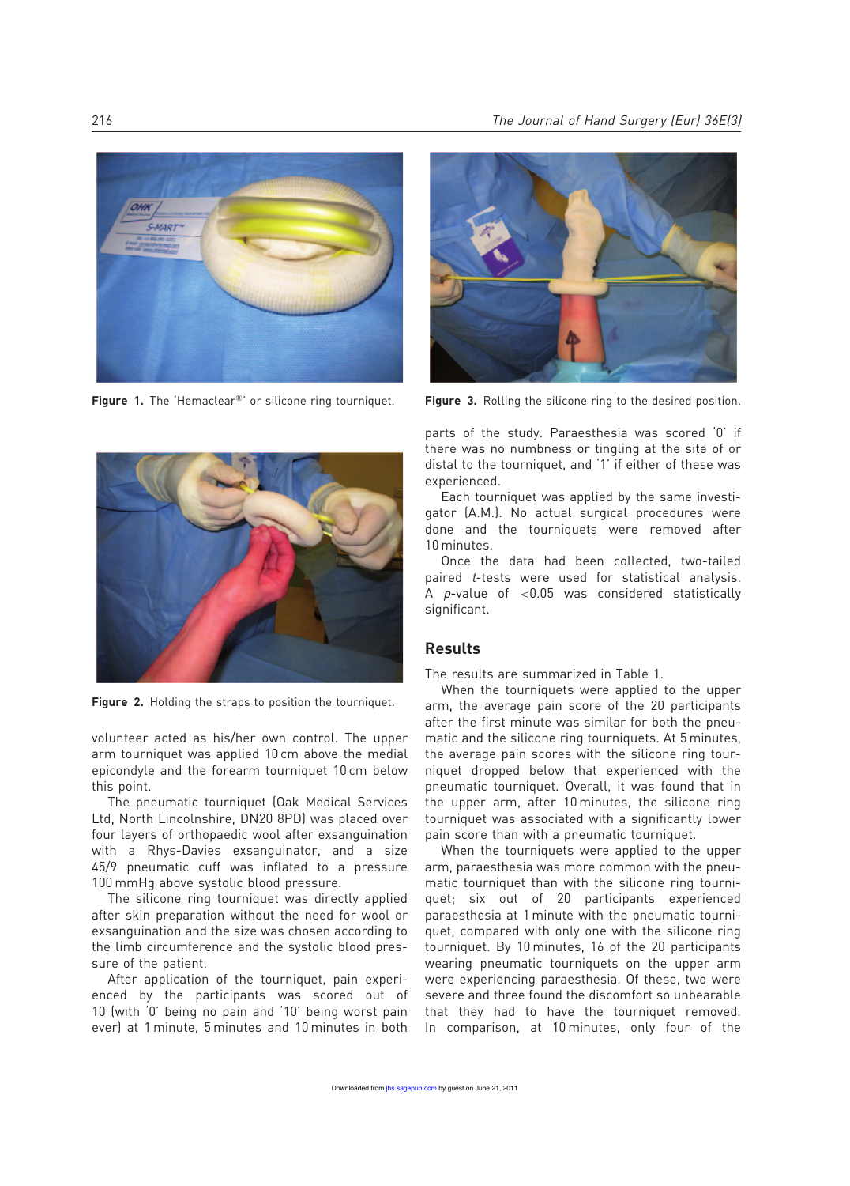Figure 1. The 'Hemaclear®' or silicone ring tourniquet.

Figure 2. Holding the straps to position the tourniquet.

Figure 3. Rolling the silicone ring to the desired position.

volunteer acted as his/her own control. The upper arm tourniquet was applied 10 cm above the medial epicondyle and the forearm tourniquet 10 cm below this point.

The pneumatic tourniquet (Oak Medical Services Ltd, North Lincolnshire, DN20 8PD) was placed over four layers of orthopaedic wool after exsanguination with a Rhys-Davies exsanguinator, and a size 45/9 pneumatic cuff was inflated to a pressure 100 mmHg above systolic blood pressure.

The silicone ring tourniquet was directly applied after skin preparation without the need for wool or exsanguination and the size was chosen according to the limb circumference and the systolic blood pressure of the patient.

After application of the tourniquet, pain experienced by the participants was scored out of 10 (with '0' being no pain and '10' being worst pain ever) at 1 minute, 5 minutes and 10 minutes in both parts of the study. Paraesthesia was scored '0' if there was no numbness or tingling at the site of or distal to the tourniquet, and '1' if either of these was experienced.

Each tourniquet was applied by the same investigator (A.M.). No actual surgical procedures were done and the tourniquets were removed after 10 minutes.

Once the data had been collected, two-tailed paired *t*-tests were used for statistical analysis. A *p*-value of $<0.05$ was considered statistically significant.

## Results

The results are summarized in Table 1.

When the tourniquets were applied to the upper arm, the average pain score of the 20 participants after the first minute was similar for both the pneumatic and the silicone ring tourniquets. At 5 minutes, the average pain scores with the silicone ring tourniquet dropped below that experienced with the pneumatic tourniquet. Overall, it was found that in the upper arm, after 10 minutes, the silicone ring tourniquet was associated with a significantly lower pain score than with a pneumatic tourniquet.

When the tourniquets were applied to the upper arm, paraesthesia was more common with the pneumatic tourniquet than with the silicone ring tourniquet; six out of 20 participants experienced paraesthesia at 1 minute with the pneumatic tourniquet, compared with only one with the silicone ring tourniquet. By 10 minutes, 16 of the 20 participants wearing pneumatic tourniquets on the upper arm were experiencing paraesthesia. Of these, two were severe and three found the discomfort so unbearable that they had to have the tourniquet removed. In comparison, at 10 minutes, only four of the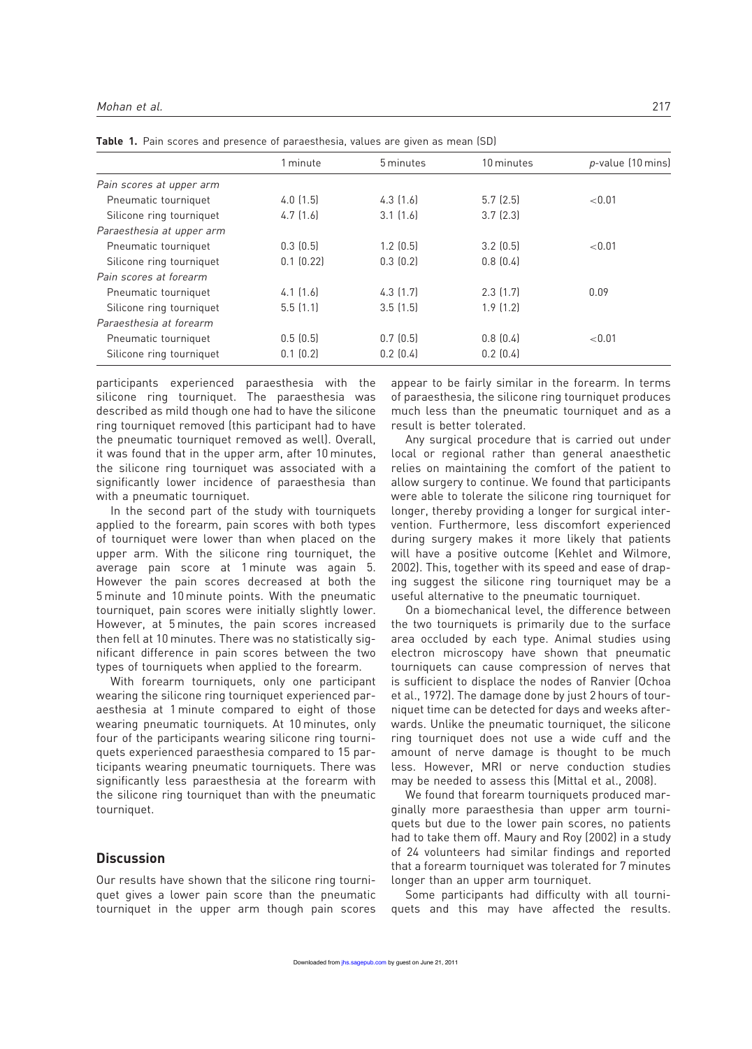**Table 1.** Pain scores and presence of paraesthesia, values are given as mean (SD)

| | 1 minute | 5 minutes | 10 minutes | *p*-value (10 mins) |
|---|---|---|---|---|
| *Pain scores at upper arm* | | | | |
| Pneumatic tourniquet | 4.0 (1.5) | 4.3 (1.6) | 5.7 (2.5) | <0.01 |
| Silicone ring tourniquet | 4.7 (1.6) | 3.1 (1.6) | 3.7 (2.3) | |
| *Paraesthesia at upper arm* | | | | |
| Pneumatic tourniquet | 0.3 (0.5) | 1.2 (0.5) | 3.2 (0.5) | <0.01 |
| Silicone ring tourniquet | 0.1 (0.22) | 0.3 (0.2) | 0.8 (0.4) | |
| *Pain scores at forearm* | | | | |
| Pneumatic tourniquet | 4.1 (1.6) | 4.3 (1.7) | 2.3 (1.7) | 0.09 |
| Silicone ring tourniquet | 5.5 (1.1) | 3.5 (1.5) | 1.9 (1.2) | |
| *Paraesthesia at forearm* | | | | |
| Pneumatic tourniquet | 0.5 (0.5) | 0.7 (0.5) | 0.8 (0.4) | <0.01 |
| Silicone ring tourniquet | 0.1 (0.2) | 0.2 (0.4) | 0.2 (0.4) | |

participants experienced paraesthesia with the silicone ring tourniquet. The paraesthesia was described as mild though one had to have the silicone ring tourniquet removed (this participant had to have the pneumatic tourniquet removed as well). Overall, it was found that in the upper arm, after 10 minutes, the silicone ring tourniquet was associated with a significantly lower incidence of paraesthesia than with a pneumatic tourniquet.

In the second part of the study with tourniquets applied to the forearm, pain scores with both types of tourniquet were lower than when placed on the upper arm. With the silicone ring tourniquet, the average pain score at 1 minute was again 5. However the pain scores decreased at both the 5 minute and 10 minute points. With the pneumatic tourniquet, pain scores were initially slightly lower. However, at 5 minutes, the pain scores increased then fell at 10 minutes. There was no statistically significant difference in pain scores between the two types of tourniquets when applied to the forearm.

With forearm tourniquets, only one participant wearing the silicone ring tourniquet experienced paraesthesia at 1 minute compared to eight of those wearing pneumatic tourniquets. At 10 minutes, only four of the participants wearing silicone ring tourniquets experienced paraesthesia compared to 15 participants wearing pneumatic tourniquets. There was significantly less paraesthesia at the forearm with the silicone ring tourniquet than with the pneumatic tourniquet.

## Discussion

Our results have shown that the silicone ring tourniquet gives a lower pain score than the pneumatic tourniquet in the upper arm though pain scores appear to be fairly similar in the forearm. In terms of paraesthesia, the silicone ring tourniquet produces much less than the pneumatic tourniquet and as a result is better tolerated.

Any surgical procedure that is carried out under local or regional rather than general anaesthetic relies on maintaining the comfort of the patient to allow surgery to continue. We found that participants were able to tolerate the silicone ring tourniquet for longer, thereby providing a longer for surgical intervention. Furthermore, less discomfort experienced during surgery makes it more likely that patients will have a positive outcome (Kehlet and Wilmore, 2002). This, together with its speed and ease of draping suggest the silicone ring tourniquet may be a useful alternative to the pneumatic tourniquet.

On a biomechanical level, the difference between the two tourniquets is primarily due to the surface area occluded by each type. Animal studies using electron microscopy have shown that pneumatic tourniquets can cause compression of nerves that is sufficient to displace the nodes of Ranvier (Ochoa et al., 1972). The damage done by just 2 hours of tourniquet time can be detected for days and weeks afterwards. Unlike the pneumatic tourniquet, the silicone ring tourniquet does not use a wide cuff and the amount of nerve damage is thought to be much less. However, MRI or nerve conduction studies may be needed to assess this (Mittal et al., 2008).

We found that forearm tourniquets produced marginally more paraesthesia than upper arm tourniquets but due to the lower pain scores, no patients had to take them off. Maury and Roy (2002) in a study of 24 volunteers had similar findings and reported that a forearm tourniquet was tolerated for 7 minutes longer than an upper arm tourniquet.

Some participants had difficulty with all tourniquets and this may have affected the results.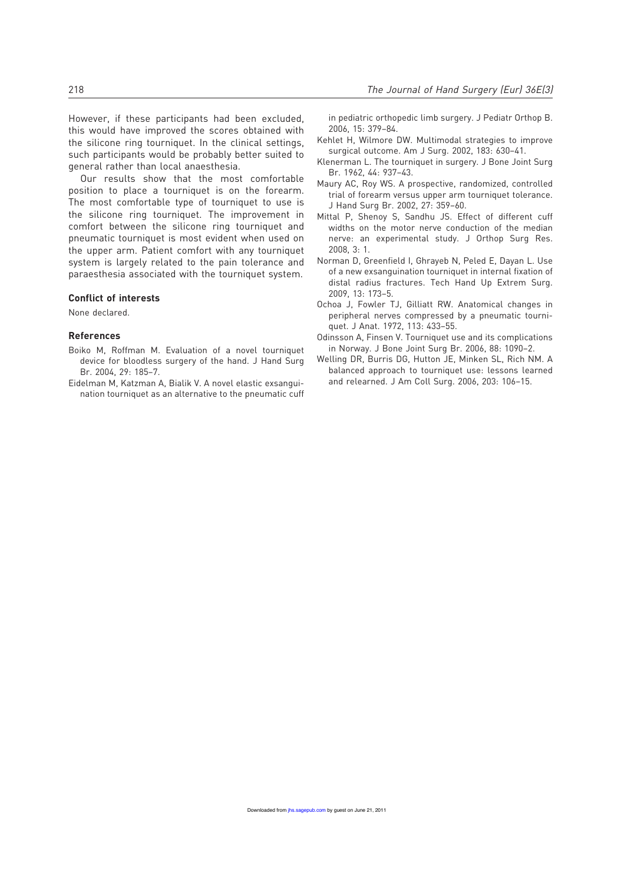However, if these participants had been excluded, this would have improved the scores obtained with the silicone ring tourniquet. In the clinical settings, such participants would be probably better suited to general rather than local anaesthesia.

Our results show that the most comfortable position to place a tourniquet is on the forearm. The most comfortable type of tourniquet to use is the silicone ring tourniquet. The improvement in comfort between the silicone ring tourniquet and pneumatic tourniquet is most evident when used on the upper arm. Patient comfort with any tourniquet system is largely related to the pain tolerance and paraesthesia associated with the tourniquet system.

## Conflict of interests

None declared.

## References

Boiko M, Roffman M. Evaluation of a novel tourniquet device for bloodless surgery of the hand. J Hand Surg Br. 2004, 29: 185–7.

Eidelman M, Katzman A, Bialik V. A novel elastic exsanguination tourniquet as an alternative to the pneumatic cuff in pediatric orthopedic limb surgery. J Pediatr Orthop B. 2006, 15: 379–84.

Kehlet H, Wilmore DW. Multimodal strategies to improve surgical outcome. Am J Surg. 2002, 183: 630–41.

Klenerman L. The tourniquet in surgery. J Bone Joint Surg Br. 1962, 44: 937–43.

Maury AC, Roy WS. A prospective, randomized, controlled trial of forearm versus upper arm tourniquet tolerance. J Hand Surg Br. 2002, 27: 359–60.

Mittal P, Shenoy S, Sandhu JS. Effect of different cuff widths on the motor nerve conduction of the median nerve: an experimental study. J Orthop Surg Res. 2008, 3: 1.

Norman D, Greenfield I, Ghrayeb N, Peled E, Dayan L. Use of a new exsanguination tourniquet in internal fixation of distal radius fractures. Tech Hand Up Extrem Surg. 2009, 13: 173–5.

Ochoa J, Fowler TJ, Gilliatt RW. Anatomical changes in peripheral nerves compressed by a pneumatic tourniquet. J Anat. 1972, 113: 433–55.

Odinsson A, Finsen V. Tourniquet use and its complications in Norway. J Bone Joint Surg Br. 2006, 88: 1090–2.

Welling DR, Burris DG, Hutton JE, Minken SL, Rich NM. A balanced approach to tourniquet use: lessons learned and relearned. J Am Coll Surg. 2006, 203: 106–15.